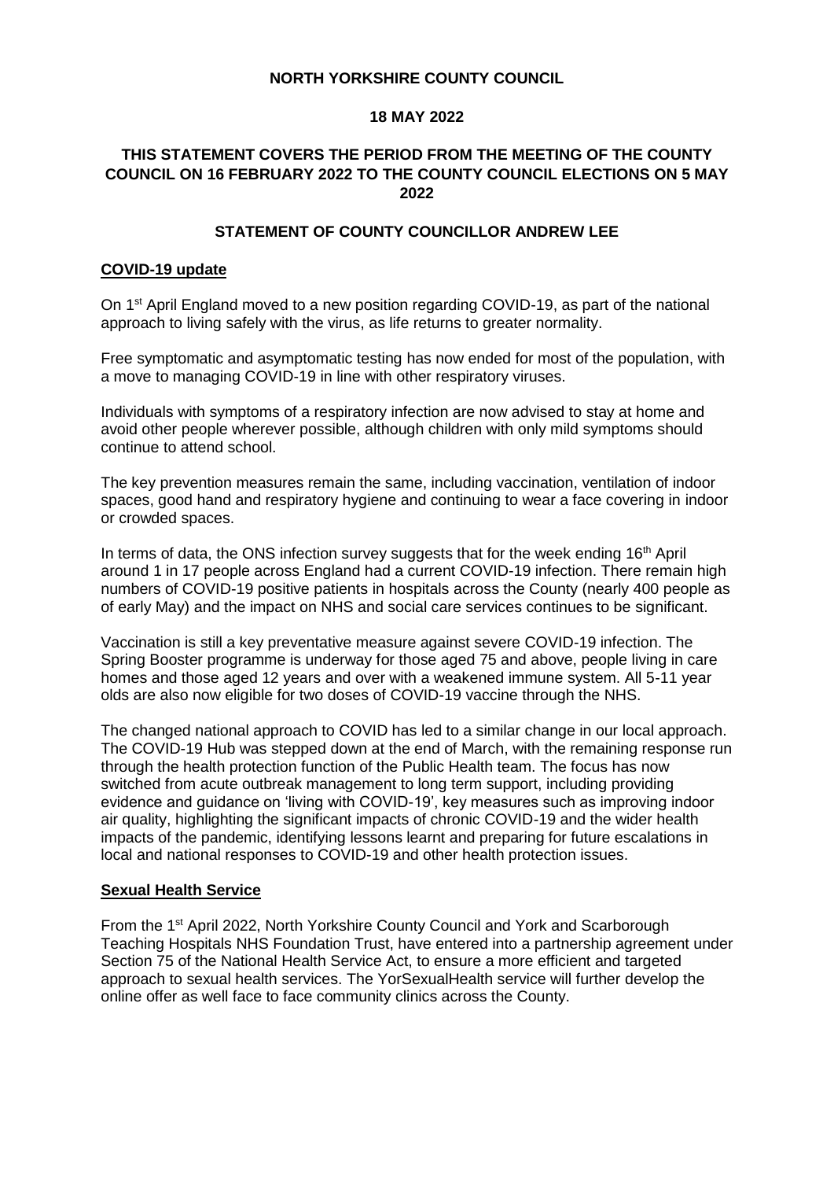**NORTH YORKSHIRE COUNTY COUNCIL**

**18 MAY 2022**

**THIS STATEMENT COVERS THE PERIOD FROM THE MEETING OF THE COUNTY COUNCIL ON 16 FEBRUARY 2022 TO THE COUNTY COUNCIL ELECTIONS ON 5 MAY 2022**

**STATEMENT OF COUNTY COUNCILLOR ANDREW LEE**

## COVID-19 update

On 1st April England moved to a new position regarding COVID-19, as part of the national approach to living safely with the virus, as life returns to greater normality.

Free symptomatic and asymptomatic testing has now ended for most of the population, with a move to managing COVID-19 in line with other respiratory viruses.

Individuals with symptoms of a respiratory infection are now advised to stay at home and avoid other people wherever possible, although children with only mild symptoms should continue to attend school.

The key prevention measures remain the same, including vaccination, ventilation of indoor spaces, good hand and respiratory hygiene and continuing to wear a face covering in indoor or crowded spaces.

In terms of data, the ONS infection survey suggests that for the week ending 16th April around 1 in 17 people across England had a current COVID-19 infection. There remain high numbers of COVID-19 positive patients in hospitals across the County (nearly 400 people as of early May) and the impact on NHS and social care services continues to be significant.

Vaccination is still a key preventative measure against severe COVID-19 infection. The Spring Booster programme is underway for those aged 75 and above, people living in care homes and those aged 12 years and over with a weakened immune system. All 5-11 year olds are also now eligible for two doses of COVID-19 vaccine through the NHS.

The changed national approach to COVID has led to a similar change in our local approach. The COVID-19 Hub was stepped down at the end of March, with the remaining response run through the health protection function of the Public Health team. The focus has now switched from acute outbreak management to long term support, including providing evidence and guidance on 'living with COVID-19', key measures such as improving indoor air quality, highlighting the significant impacts of chronic COVID-19 and the wider health impacts of the pandemic, identifying lessons learnt and preparing for future escalations in local and national responses to COVID-19 and other health protection issues.

## Sexual Health Service

From the 1st April 2022, North Yorkshire County Council and York and Scarborough Teaching Hospitals NHS Foundation Trust, have entered into a partnership agreement under Section 75 of the National Health Service Act, to ensure a more efficient and targeted approach to sexual health services. The YorSexualHealth service will further develop the online offer as well face to face community clinics across the County.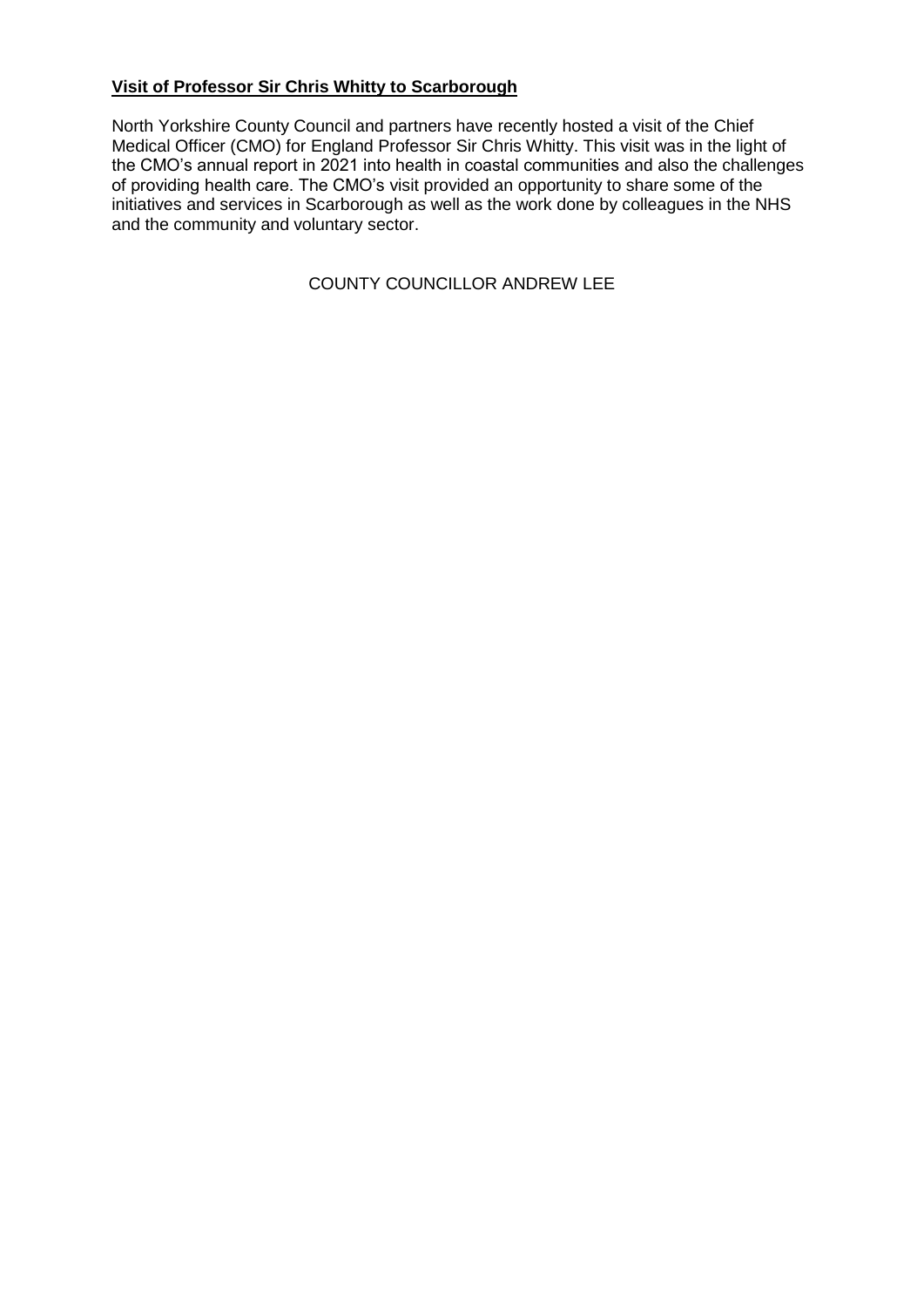**<u>Visit of Professor Sir Chris Whitty to Scarborough</u>**

North Yorkshire County Council and partners have recently hosted a visit of the Chief Medical Officer (CMO) for England Professor Sir Chris Whitty. This visit was in the light of the CMO's annual report in 2021 into health in coastal communities and also the challenges of providing health care. The CMO's visit provided an opportunity to share some of the initiatives and services in Scarborough as well as the work done by colleagues in the NHS and the community and voluntary sector.

COUNTY COUNCILLOR ANDREW LEE